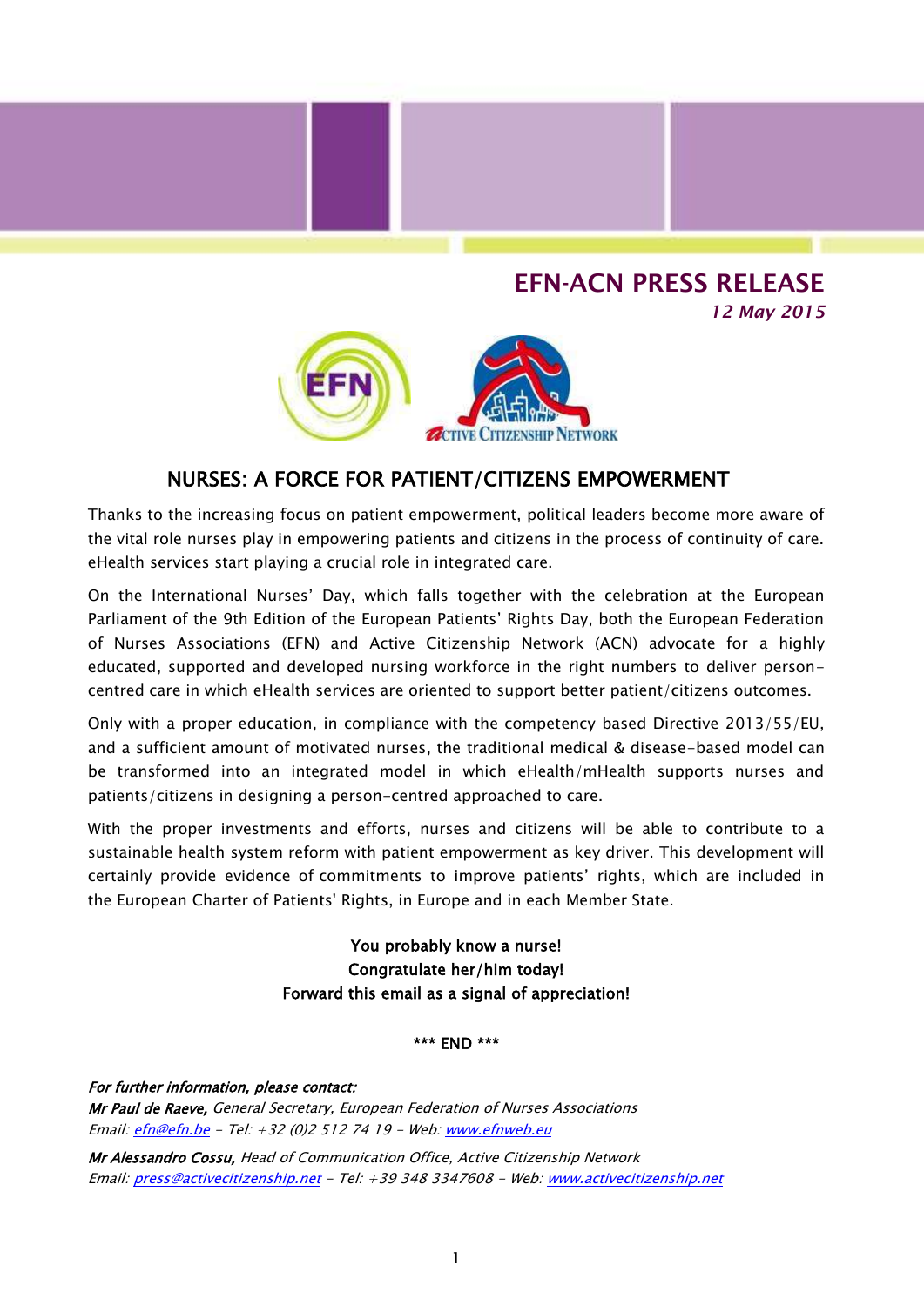# EFN-ACN PRESS RELEASE

*12 May 2015*

## NURSES: A FORCE FOR PATIENT/CITIZENS EMPOWERMENT

Thanks to the increasing focus on patient empowerment, political leaders become more aware of the vital role nurses play in empowering patients and citizens in the process of continuity of care. eHealth services start playing a crucial role in integrated care.

On the International Nurses' Day, which falls together with the celebration at the European Parliament of the 9th Edition of the European Patients' Rights Day, both the European Federation of Nurses Associations (EFN) and Active Citizenship Network (ACN) advocate for a highly educated, supported and developed nursing workforce in the right numbers to deliver person-centred care in which eHealth services are oriented to support better patient/citizens outcomes.

Only with a proper education, in compliance with the competency based Directive 2013/55/EU, and a sufficient amount of motivated nurses, the traditional medical & disease-based model can be transformed into an integrated model in which eHealth/mHealth supports nurses and patients/citizens in designing a person-centred approached to care.

With the proper investments and efforts, nurses and citizens will be able to contribute to a sustainable health system reform with patient empowerment as key driver. This development will certainly provide evidence of commitments to improve patients' rights, which are included in the European Charter of Patients' Rights, in Europe and in each Member State.

**You probably know a nurse!**
**Congratulate her/him today!**
**Forward this email as a signal of appreciation!**

**\*\*\* END \*\*\***

***For further information, please contact:***

***Mr Paul de Raeve,*** *General Secretary, European Federation of Nurses Associations*
*Email: efn@efn.be - Tel: +32 (0)2 512 74 19 - Web: www.efnweb.eu*

***Mr Alessandro Cossu,*** *Head of Communication Office, Active Citizenship Network*
*Email: press@activecitizenship.net - Tel: +39 348 3347608 - Web: www.activecitizenship.net*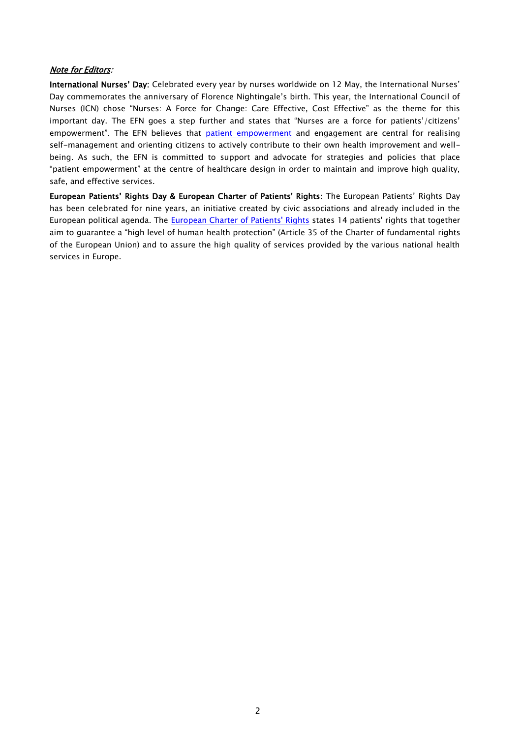***Note for Editors*:**

**International Nurses' Day:** Celebrated every year by nurses worldwide on 12 May, the International Nurses' Day commemorates the anniversary of Florence Nightingale's birth. This year, the International Council of Nurses (ICN) chose "Nurses: A Force for Change: Care Effective, Cost Effective" as the theme for this important day. The EFN goes a step further and states that "Nurses are a force for patients'/citizens' empowerment". The EFN believes that patient empowerment and engagement are central for realising self-management and orienting citizens to actively contribute to their own health improvement and well-being. As such, the EFN is committed to support and advocate for strategies and policies that place "patient empowerment" at the centre of healthcare design in order to maintain and improve high quality, safe, and effective services.

**European Patients' Rights Day & European Charter of Patients' Rights:** The European Patients' Rights Day has been celebrated for nine years, an initiative created by civic associations and already included in the European political agenda. The European Charter of Patients' Rights states 14 patients' rights that together aim to guarantee a "high level of human health protection" (Article 35 of the Charter of fundamental rights of the European Union) and to assure the high quality of services provided by the various national health services in Europe.